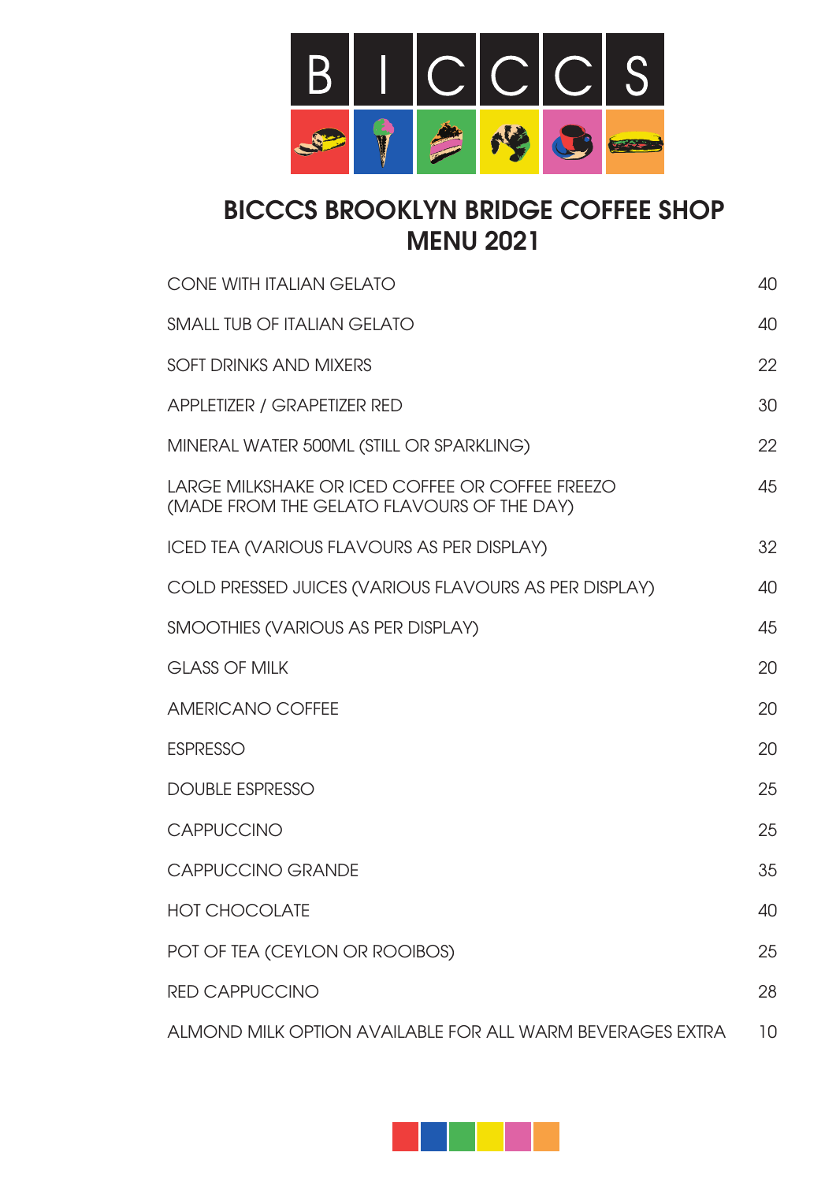# BICCCS

## BICCCS BROOKLYN BRIDGE COFFEE SHOP MENU 2021

| Item | Price |
|---|---|
| CONE WITH ITALIAN GELATO | 40 |
| SMALL TUB OF ITALIAN GELATO | 40 |
| SOFT DRINKS AND MIXERS | 22 |
| APPLETIZER / GRAPETIZER RED | 30 |
| MINERAL WATER 500ML (STILL OR SPARKLING) | 22 |
| LARGE MILKSHAKE OR ICED COFFEE OR COFFEE FREEZO (MADE FROM THE GELATO FLAVOURS OF THE DAY) | 45 |
| ICED TEA (VARIOUS FLAVOURS AS PER DISPLAY) | 32 |
| COLD PRESSED JUICES (VARIOUS FLAVOURS AS PER DISPLAY) | 40 |
| SMOOTHIES (VARIOUS AS PER DISPLAY) | 45 |
| GLASS OF MILK | 20 |
| AMERICANO COFFEE | 20 |
| ESPRESSO | 20 |
| DOUBLE ESPRESSO | 25 |
| CAPPUCCINO | 25 |
| CAPPUCCINO GRANDE | 35 |
| HOT CHOCOLATE | 40 |
| POT OF TEA (CEYLON OR ROOIBOS) | 25 |
| RED CAPPUCCINO | 28 |
| ALMOND MILK OPTION AVAILABLE FOR ALL WARM BEVERAGES EXTRA | 10 |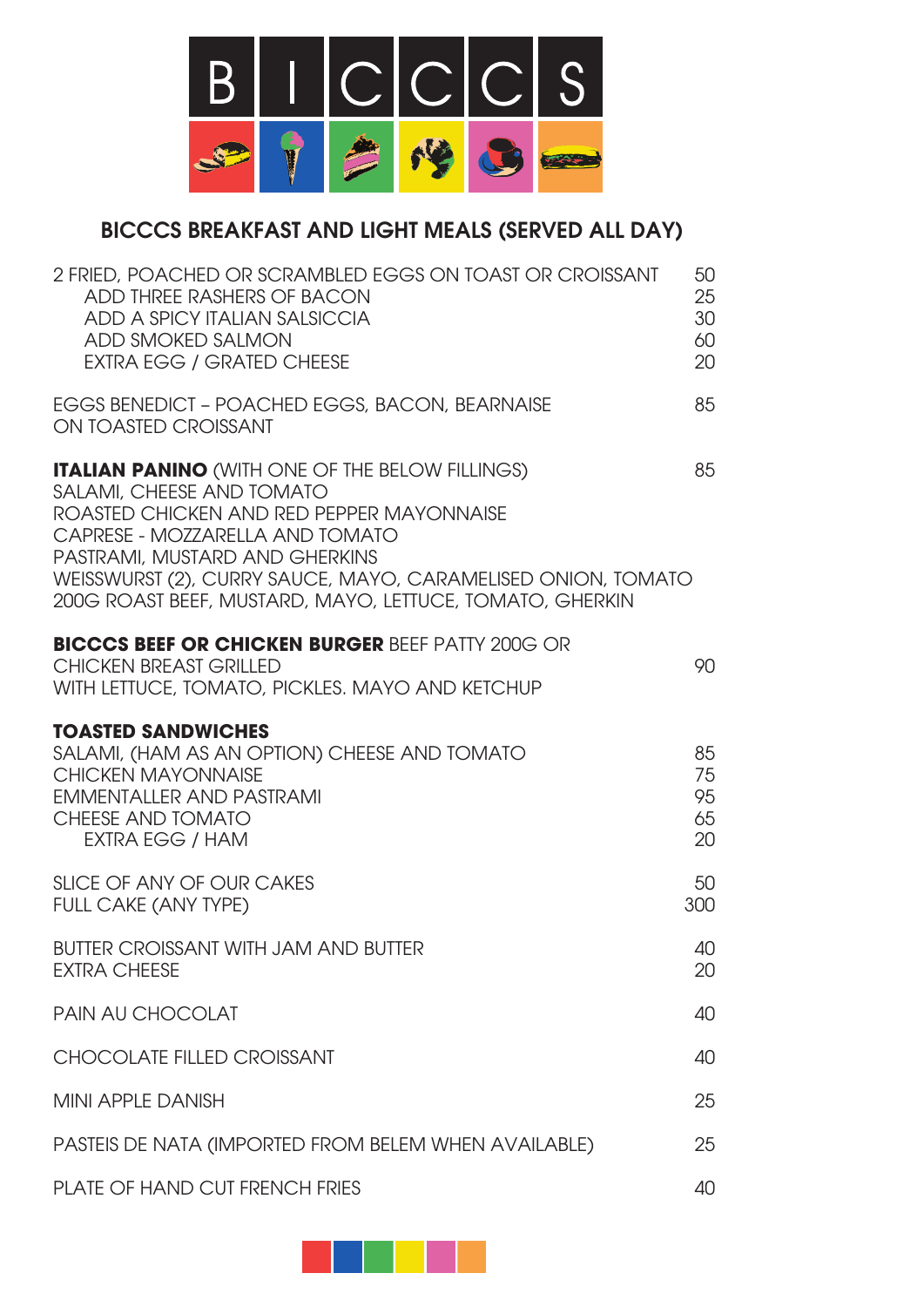# B I C C C S

## BICCCS BREAKFAST AND LIGHT MEALS (SERVED ALL DAY)

| | |
|---|---|
| 2 FRIED, POACHED OR SCRAMBLED EGGS ON TOAST OR CROISSANT | 50 |
| ADD THREE RASHERS OF BACON | 25 |
| ADD A SPICY ITALIAN SALSICCIA | 30 |
| ADD SMOKED SALMON | 60 |
| EXTRA EGG / GRATED CHEESE | 20 |

EGGS BENEDICT – POACHED EGGS, BACON, BEARNAISE ON TOASTED CROISSANT — 85

**ITALIAN PANINO** (WITH ONE OF THE BELOW FILLINGS) — 85
SALAMI, CHEESE AND TOMATO
ROASTED CHICKEN AND RED PEPPER MAYONNAISE
CAPRESE - MOZZARELLA AND TOMATO
PASTRAMI, MUSTARD AND GHERKINS
WEISSWURST (2), CURRY SAUCE, MAYO, CARAMELISED ONION, TOMATO
200G ROAST BEEF, MUSTARD, MAYO, LETTUCE, TOMATO, GHERKIN

**BICCCS BEEF OR CHICKEN BURGER** BEEF PATTY 200G OR CHICKEN BREAST GRILLED WITH LETTUCE, TOMATO, PICKLES. MAYO AND KETCHUP — 90

**TOASTED SANDWICHES**

| | |
|---|---|
| SALAMI, (HAM AS AN OPTION) CHEESE AND TOMATO | 85 |
| CHICKEN MAYONNAISE | 75 |
| EMMENTALLER AND PASTRAMI | 95 |
| CHEESE AND TOMATO | 65 |
| EXTRA EGG / HAM | 20 |

| | |
|---|---|
| SLICE OF ANY OF OUR CAKES | 50 |
| FULL CAKE (ANY TYPE) | 300 |
| BUTTER CROISSANT WITH JAM AND BUTTER | 40 |
| EXTRA CHEESE | 20 |
| PAIN AU CHOCOLAT | 40 |
| CHOCOLATE FILLED CROISSANT | 40 |
| MINI APPLE DANISH | 25 |
| PASTEIS DE NATA (IMPORTED FROM BELEM WHEN AVAILABLE) | 25 |
| PLATE OF HAND CUT FRENCH FRIES | 40 |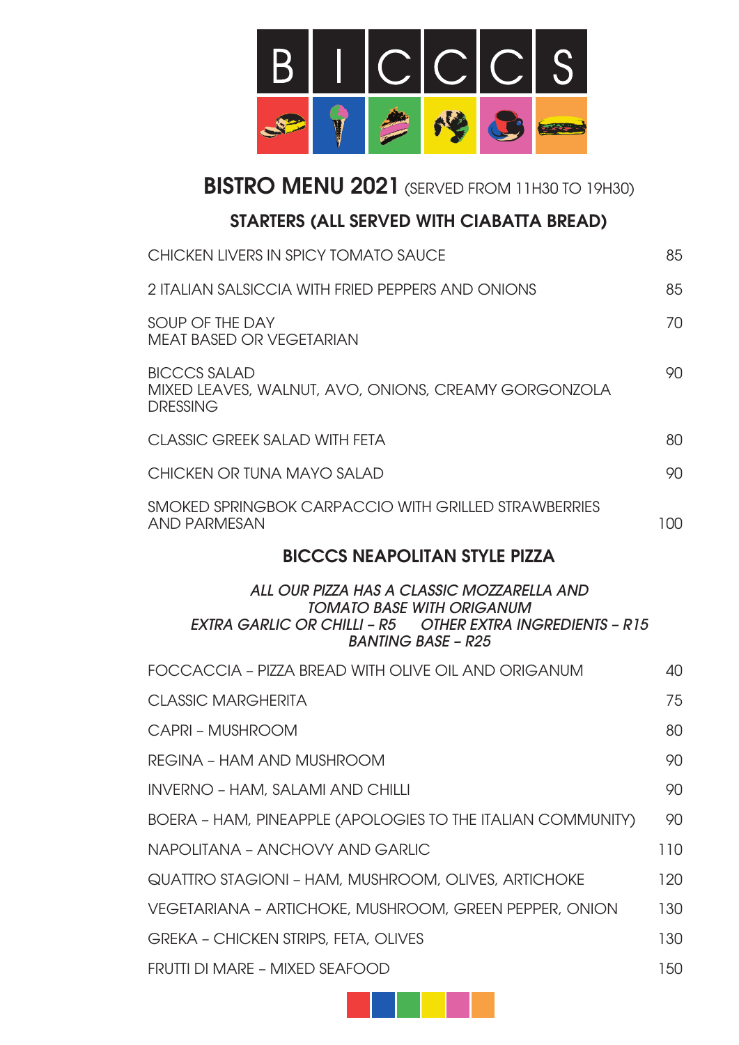# BICCCS

## BISTRO MENU 2021 (SERVED FROM 11H30 TO 19H30)

### STARTERS (ALL SERVED WITH CIABATTA BREAD)

| Item | Price |
|---|---|
| CHICKEN LIVERS IN SPICY TOMATO SAUCE | 85 |
| 2 ITALIAN SALSICCIA WITH FRIED PEPPERS AND ONIONS | 85 |
| SOUP OF THE DAY<br>MEAT BASED OR VEGETARIAN | 70 |
| BICCCS SALAD<br>MIXED LEAVES, WALNUT, AVO, ONIONS, CREAMY GORGONZOLA DRESSING | 90 |
| CLASSIC GREEK SALAD WITH FETA | 80 |
| CHICKEN OR TUNA MAYO SALAD | 90 |
| SMOKED SPRINGBOK CARPACCIO WITH GRILLED STRAWBERRIES AND PARMESAN | 100 |

### BICCCS NEAPOLITAN STYLE PIZZA

*ALL OUR PIZZA HAS A CLASSIC MOZZARELLA AND TOMATO BASE WITH ORIGANUM*

*EXTRA GARLIC OR CHILLI – R5 OTHER EXTRA INGREDIENTS – R15*

*BANTING BASE – R25*

| Item | Price |
|---|---|
| FOCCACCIA – PIZZA BREAD WITH OLIVE OIL AND ORIGANUM | 40 |
| CLASSIC MARGHERITA | 75 |
| CAPRI – MUSHROOM | 80 |
| REGINA – HAM AND MUSHROOM | 90 |
| INVERNO – HAM, SALAMI AND CHILLI | 90 |
| BOERA – HAM, PINEAPPLE (APOLOGIES TO THE ITALIAN COMMUNITY) | 90 |
| NAPOLITANA – ANCHOVY AND GARLIC | 110 |
| QUATTRO STAGIONI – HAM, MUSHROOM, OLIVES, ARTICHOKE | 120 |
| VEGETARIANA – ARTICHOKE, MUSHROOM, GREEN PEPPER, ONION | 130 |
| GREKA – CHICKEN STRIPS, FETA, OLIVES | 130 |
| FRUTTI DI MARE – MIXED SEAFOOD | 150 |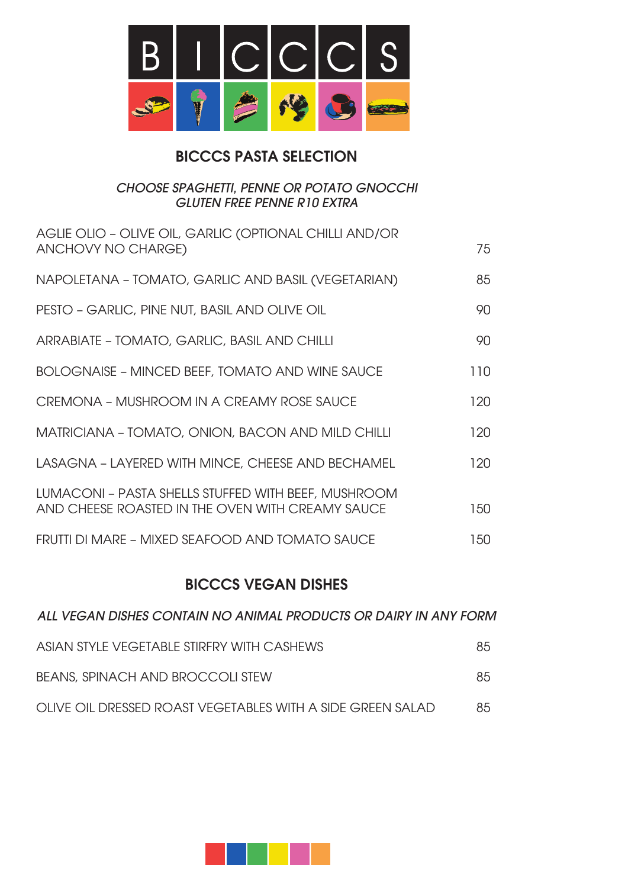# BICCCS

## BICCCS PASTA SELECTION

*CHOOSE SPAGHETTI, PENNE OR POTATO GNOCCHI*
*GLUTEN FREE PENNE R10 EXTRA*

| | |
|---|---|
| AGLIE OLIO – OLIVE OIL, GARLIC (OPTIONAL CHILLI AND/OR ANCHOVY NO CHARGE) | 75 |
| NAPOLETANA – TOMATO, GARLIC AND BASIL (VEGETARIAN) | 85 |
| PESTO – GARLIC, PINE NUT, BASIL AND OLIVE OIL | 90 |
| ARRABIATE – TOMATO, GARLIC, BASIL AND CHILLI | 90 |
| BOLOGNAISE – MINCED BEEF, TOMATO AND WINE SAUCE | 110 |
| CREMONA – MUSHROOM IN A CREAMY ROSE SAUCE | 120 |
| MATRICIANA – TOMATO, ONION, BACON AND MILD CHILLI | 120 |
| LASAGNA – LAYERED WITH MINCE, CHEESE AND BECHAMEL | 120 |
| LUMACONI – PASTA SHELLS STUFFED WITH BEEF, MUSHROOM AND CHEESE ROASTED IN THE OVEN WITH CREAMY SAUCE | 150 |
| FRUTTI DI MARE – MIXED SEAFOOD AND TOMATO SAUCE | 150 |

## BICCCS VEGAN DISHES

*ALL VEGAN DISHES CONTAIN NO ANIMAL PRODUCTS OR DAIRY IN ANY FORM*

| | |
|---|---|
| ASIAN STYLE VEGETABLE STIRFRY WITH CASHEWS | 85 |
| BEANS, SPINACH AND BROCCOLI STEW | 85 |
| OLIVE OIL DRESSED ROAST VEGETABLES WITH A SIDE GREEN SALAD | 85 |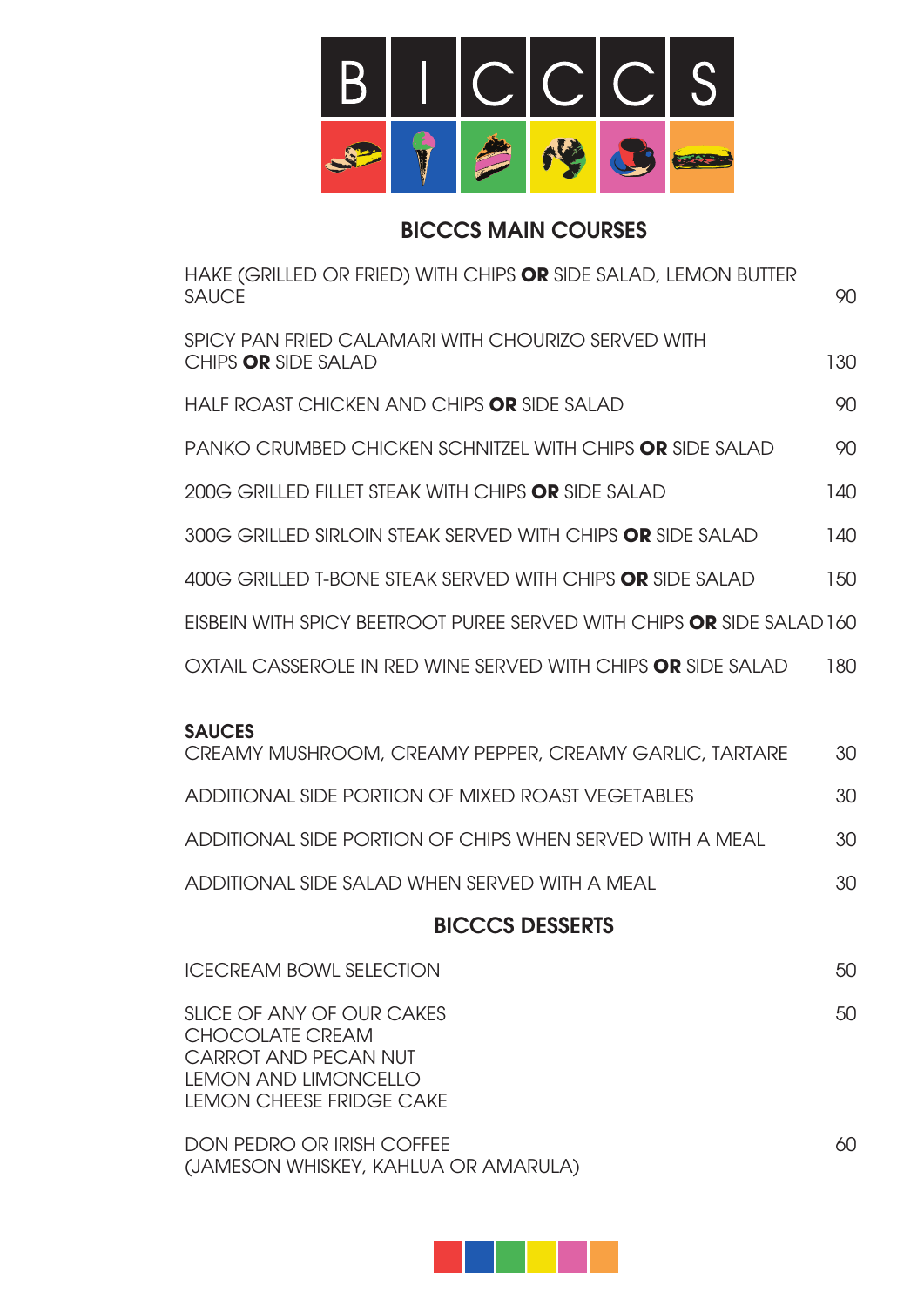# BICCCS

## BICCCS MAIN COURSES

| Item | Price |
|---|---|
| HAKE (GRILLED OR FRIED) WITH CHIPS **OR** SIDE SALAD, LEMON BUTTER SAUCE | 90 |
| SPICY PAN FRIED CALAMARI WITH CHOURIZO SERVED WITH CHIPS **OR** SIDE SALAD | 130 |
| HALF ROAST CHICKEN AND CHIPS **OR** SIDE SALAD | 90 |
| PANKO CRUMBED CHICKEN SCHNITZEL WITH CHIPS **OR** SIDE SALAD | 90 |
| 200G GRILLED FILLET STEAK WITH CHIPS **OR** SIDE SALAD | 140 |
| 300G GRILLED SIRLOIN STEAK SERVED WITH CHIPS **OR** SIDE SALAD | 140 |
| 400G GRILLED T-BONE STEAK SERVED WITH CHIPS **OR** SIDE SALAD | 150 |
| EISBEIN WITH SPICY BEETROOT PUREE SERVED WITH CHIPS **OR** SIDE SALAD | 160 |
| OXTAIL CASSEROLE IN RED WINE SERVED WITH CHIPS **OR** SIDE SALAD | 180 |

**SAUCES**

| Item | Price |
|---|---|
| CREAMY MUSHROOM, CREAMY PEPPER, CREAMY GARLIC, TARTARE | 30 |
| ADDITIONAL SIDE PORTION OF MIXED ROAST VEGETABLES | 30 |
| ADDITIONAL SIDE PORTION OF CHIPS WHEN SERVED WITH A MEAL | 30 |
| ADDITIONAL SIDE SALAD WHEN SERVED WITH A MEAL | 30 |

## BICCCS DESSERTS

| Item | Price |
|---|---|
| ICECREAM BOWL SELECTION | 50 |
| SLICE OF ANY OF OUR CAKES<br>CHOCOLATE CREAM<br>CARROT AND PECAN NUT<br>LEMON AND LIMONCELLO<br>LEMON CHEESE FRIDGE CAKE | 50 |
| DON PEDRO OR IRISH COFFEE<br>(JAMESON WHISKEY, KAHLUA OR AMARULA) | 60 |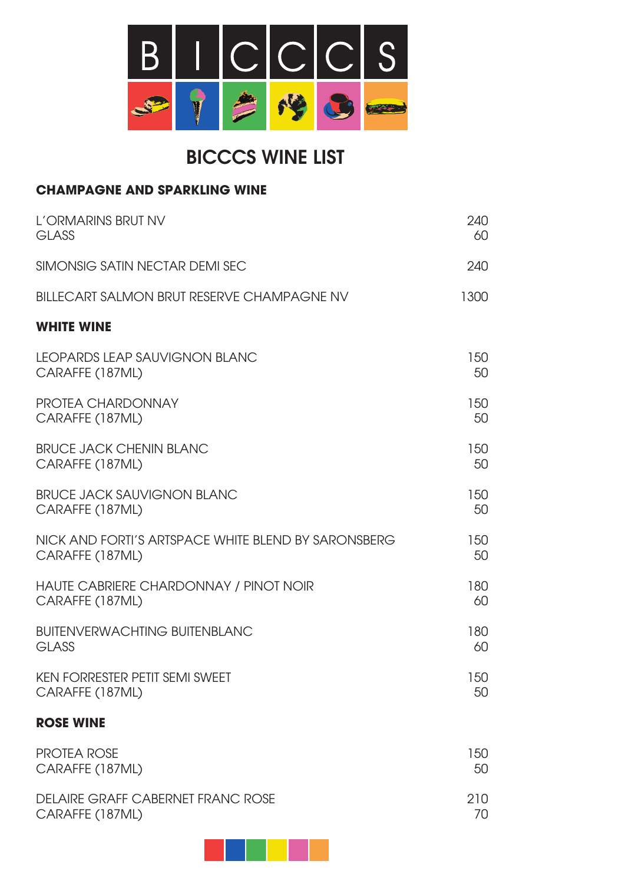BICCCS

# BICCCS WINE LIST

## CHAMPAGNE AND SPARKLING WINE

| | |
|---|---|
| L'ORMARINS BRUT NV | 240 |
| GLASS | 60 |
| SIMONSIG SATIN NECTAR DEMI SEC | 240 |
| BILLECART SALMON BRUT RESERVE CHAMPAGNE NV | 1300 |

## WHITE WINE

| | |
|---|---|
| LEOPARDS LEAP SAUVIGNON BLANC | 150 |
| CARAFFE (187ML) | 50 |
| PROTEA CHARDONNAY | 150 |
| CARAFFE (187ML) | 50 |
| BRUCE JACK CHENIN BLANC | 150 |
| CARAFFE (187ML) | 50 |
| BRUCE JACK SAUVIGNON BLANC | 150 |
| CARAFFE (187ML) | 50 |
| NICK AND FORTI'S ARTSPACE WHITE BLEND BY SARONSBERG | 150 |
| CARAFFE (187ML) | 50 |
| HAUTE CABRIERE CHARDONNAY / PINOT NOIR | 180 |
| CARAFFE (187ML) | 60 |
| BUITENVERWACHTING BUITENBLANC | 180 |
| GLASS | 60 |
| KEN FORRESTER PETIT SEMI SWEET | 150 |
| CARAFFE (187ML) | 50 |

## ROSE WINE

| | |
|---|---|
| PROTEA ROSE | 150 |
| CARAFFE (187ML) | 50 |
| DELAIRE GRAFF CABERNET FRANC ROSE | 210 |
| CARAFFE (187ML) | 70 |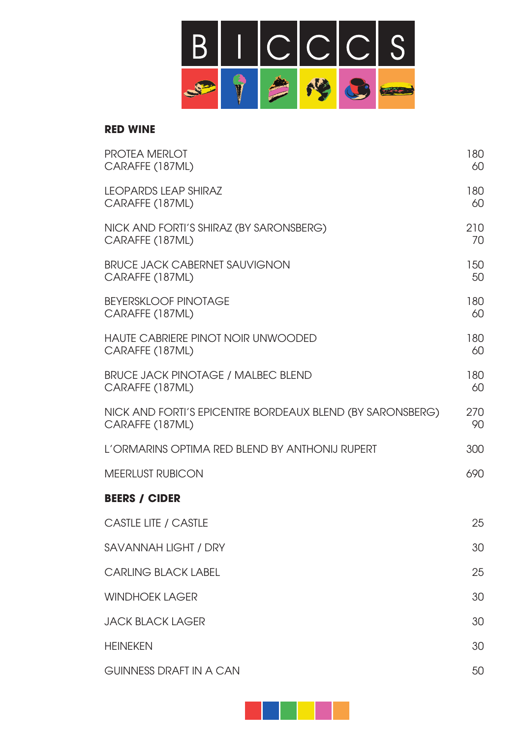# BICCCS

## RED WINE

| Item | Price |
|---|---|
| PROTEA MERLOT | 180 |
| CARAFFE (187ML) | 60 |
| LEOPARDS LEAP SHIRAZ | 180 |
| CARAFFE (187ML) | 60 |
| NICK AND FORTI'S SHIRAZ (BY SARONSBERG) | 210 |
| CARAFFE (187ML) | 70 |
| BRUCE JACK CABERNET SAUVIGNON | 150 |
| CARAFFE (187ML) | 50 |
| BEYERSKLOOF PINOTAGE | 180 |
| CARAFFE (187ML) | 60 |
| HAUTE CABRIERE PINOT NOIR UNWOODED | 180 |
| CARAFFE (187ML) | 60 |
| BRUCE JACK PINOTAGE / MALBEC BLEND | 180 |
| CARAFFE (187ML) | 60 |
| NICK AND FORTI'S EPICENTRE BORDEAUX BLEND (BY SARONSBERG) | 270 |
| CARAFFE (187ML) | 90 |
| L'ORMARINS OPTIMA RED BLEND BY ANTHONIJ RUPERT | 300 |
| MEERLUST RUBICON | 690 |

## BEERS / CIDER

| Item | Price |
|---|---|
| CASTLE LITE / CASTLE | 25 |
| SAVANNAH LIGHT / DRY | 30 |
| CARLING BLACK LABEL | 25 |
| WINDHOEK LAGER | 30 |
| JACK BLACK LAGER | 30 |
| HEINEKEN | 30 |
| GUINNESS DRAFT IN A CAN | 50 |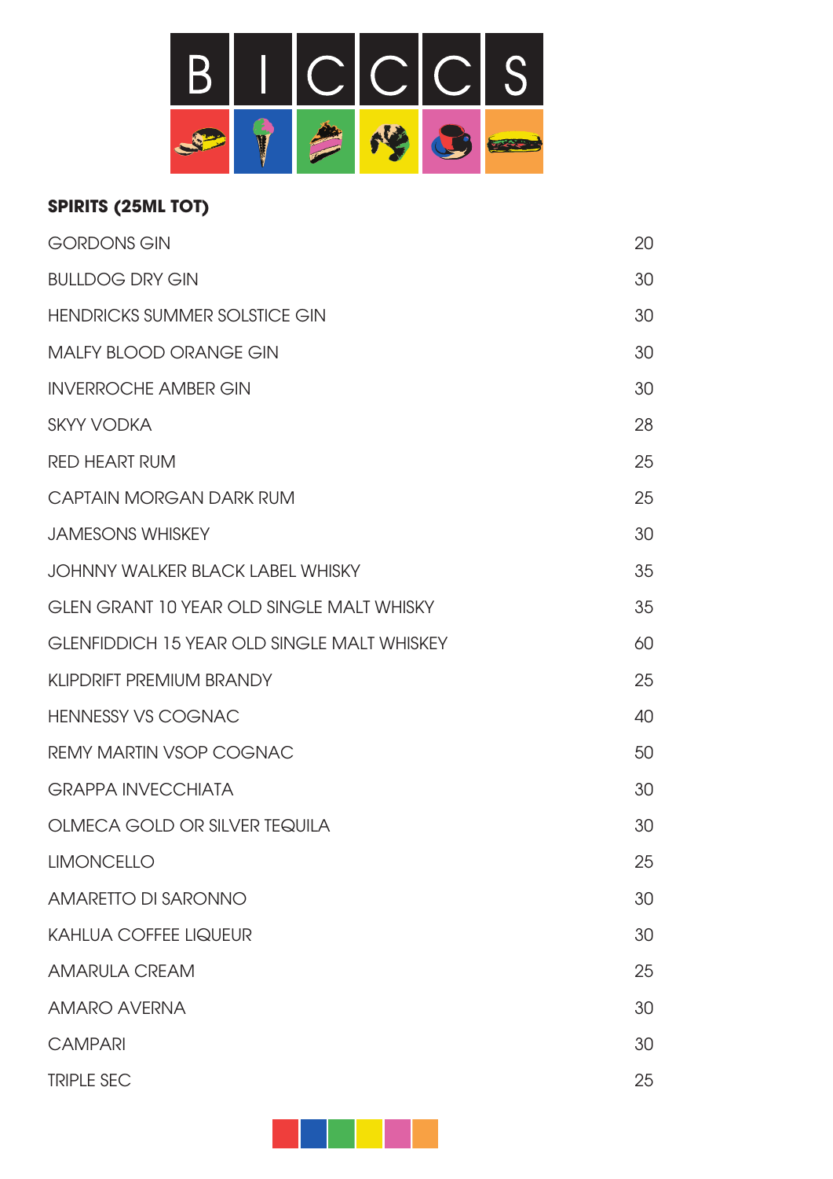# BICCCS

**SPIRITS (25ML TOT)**

| | |
|---|---|
| GORDONS GIN | 20 |
| BULLDOG DRY GIN | 30 |
| HENDRICKS SUMMER SOLSTICE GIN | 30 |
| MALFY BLOOD ORANGE GIN | 30 |
| INVERROCHE AMBER GIN | 30 |
| SKYY VODKA | 28 |
| RED HEART RUM | 25 |
| CAPTAIN MORGAN DARK RUM | 25 |
| JAMESONS WHISKEY | 30 |
| JOHNNY WALKER BLACK LABEL WHISKY | 35 |
| GLEN GRANT 10 YEAR OLD SINGLE MALT WHISKY | 35 |
| GLENFIDDICH 15 YEAR OLD SINGLE MALT WHISKEY | 60 |
| KLIPDRIFT PREMIUM BRANDY | 25 |
| HENNESSY VS COGNAC | 40 |
| REMY MARTIN VSOP COGNAC | 50 |
| GRAPPA INVECCHIATA | 30 |
| OLMECA GOLD OR SILVER TEQUILA | 30 |
| LIMONCELLO | 25 |
| AMARETTO DI SARONNO | 30 |
| KAHLUA COFFEE LIQUEUR | 30 |
| AMARULA CREAM | 25 |
| AMARO AVERNA | 30 |
| CAMPARI | 30 |
| TRIPLE SEC | 25 |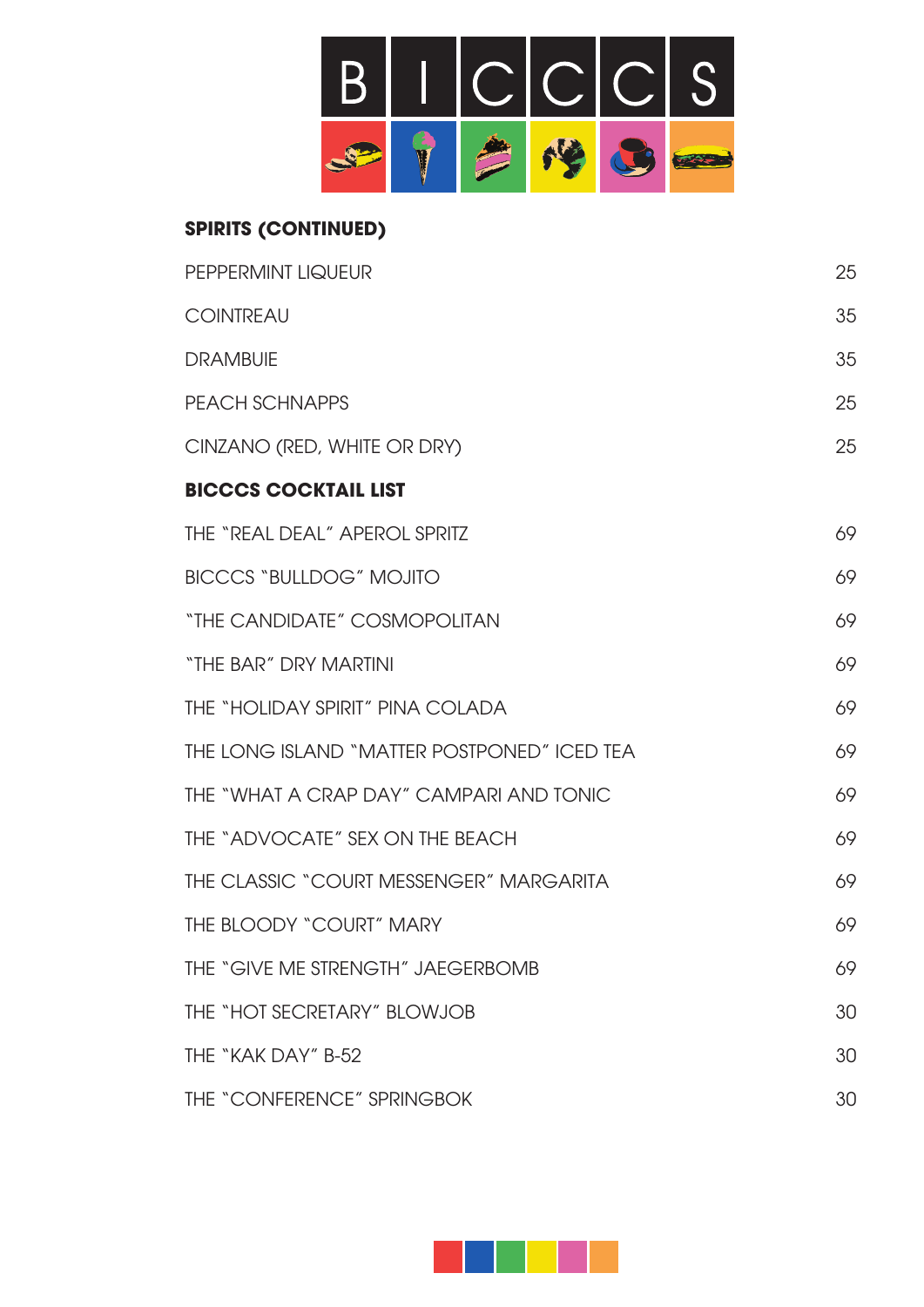# BICCCS

## SPIRITS (CONTINUED)

| | |
|---|---|
| PEPPERMINT LIQUEUR | 25 |
| COINTREAU | 35 |
| DRAMBUIE | 35 |
| PEACH SCHNAPPS | 25 |
| CINZANO (RED, WHITE OR DRY) | 25 |

## BICCCS COCKTAIL LIST

| | |
|---|---|
| THE "REAL DEAL" APEROL SPRITZ | 69 |
| BICCCS "BULLDOG" MOJITO | 69 |
| "THE CANDIDATE" COSMOPOLITAN | 69 |
| "THE BAR" DRY MARTINI | 69 |
| THE "HOLIDAY SPIRIT" PINA COLADA | 69 |
| THE LONG ISLAND "MATTER POSTPONED" ICED TEA | 69 |
| THE "WHAT A CRAP DAY" CAMPARI AND TONIC | 69 |
| THE "ADVOCATE" SEX ON THE BEACH | 69 |
| THE CLASSIC "COURT MESSENGER" MARGARITA | 69 |
| THE BLOODY "COURT" MARY | 69 |
| THE "GIVE ME STRENGTH" JAEGERBOMB | 69 |
| THE "HOT SECRETARY" BLOWJOB | 30 |
| THE "KAK DAY" B-52 | 30 |
| THE "CONFERENCE" SPRINGBOK | 30 |